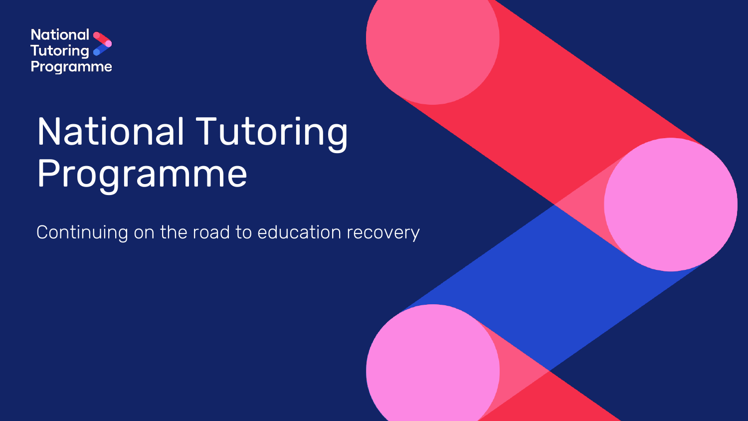National Tutoring Programme

# National Tutoring Programme

Continuing on the road to education recovery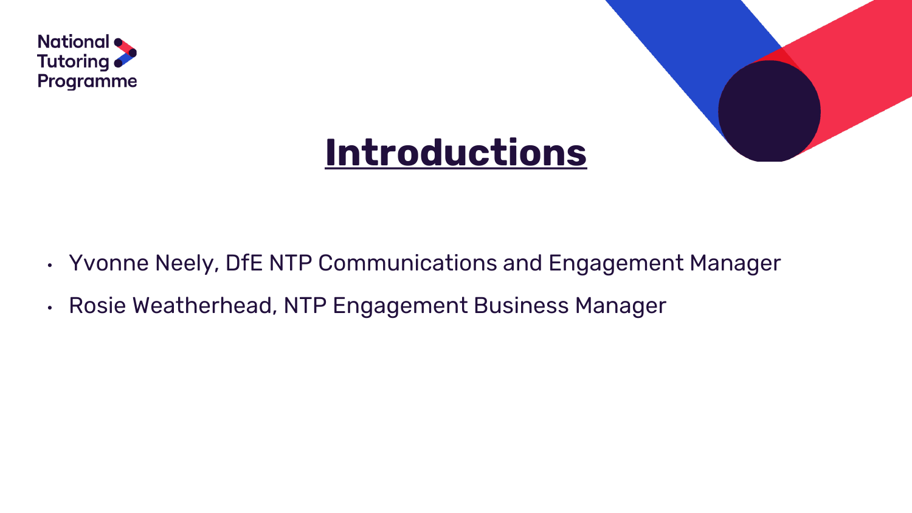# Introductions

- Yvonne Neely, DfE NTP Communications and Engagement Manager
- Rosie Weatherhead, NTP Engagement Business Manager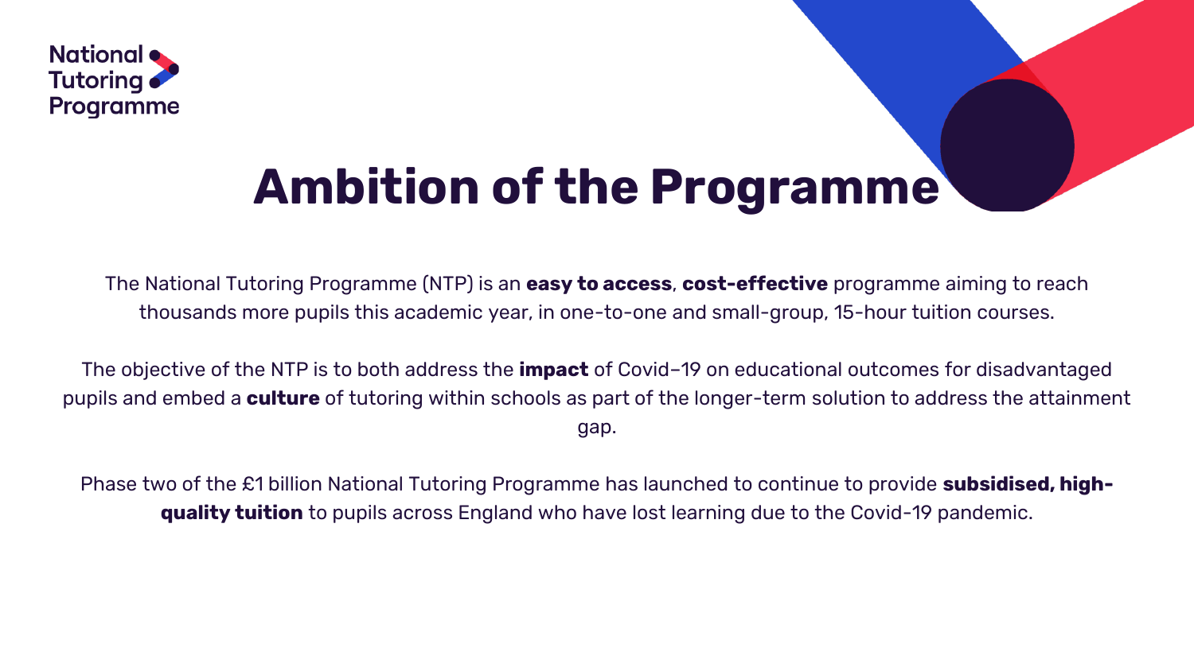# Ambition of the Programme

The National Tutoring Programme (NTP) is an **easy to access**, **cost-effective** programme aiming to reach thousands more pupils this academic year, in one-to-one and small-group, 15-hour tuition courses.

The objective of the NTP is to both address the **impact** of Covid–19 on educational outcomes for disadvantaged pupils and embed a **culture** of tutoring within schools as part of the longer-term solution to address the attainment gap.

Phase two of the £1 billion National Tutoring Programme has launched to continue to provide **subsidised, high-quality tuition** to pupils across England who have lost learning due to the Covid-19 pandemic.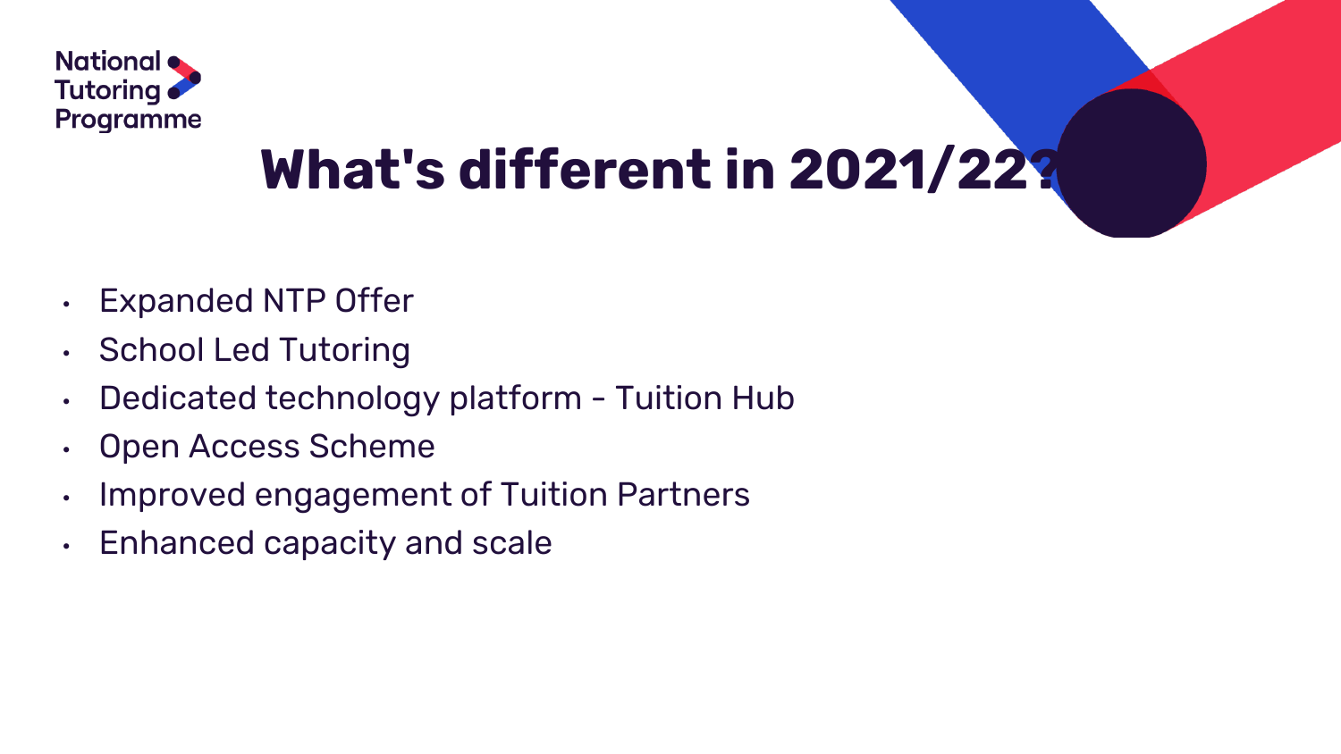# What's different in 2021/22?

- Expanded NTP Offer
- School Led Tutoring
- Dedicated technology platform - Tuition Hub
- Open Access Scheme
- Improved engagement of Tuition Partners
- Enhanced capacity and scale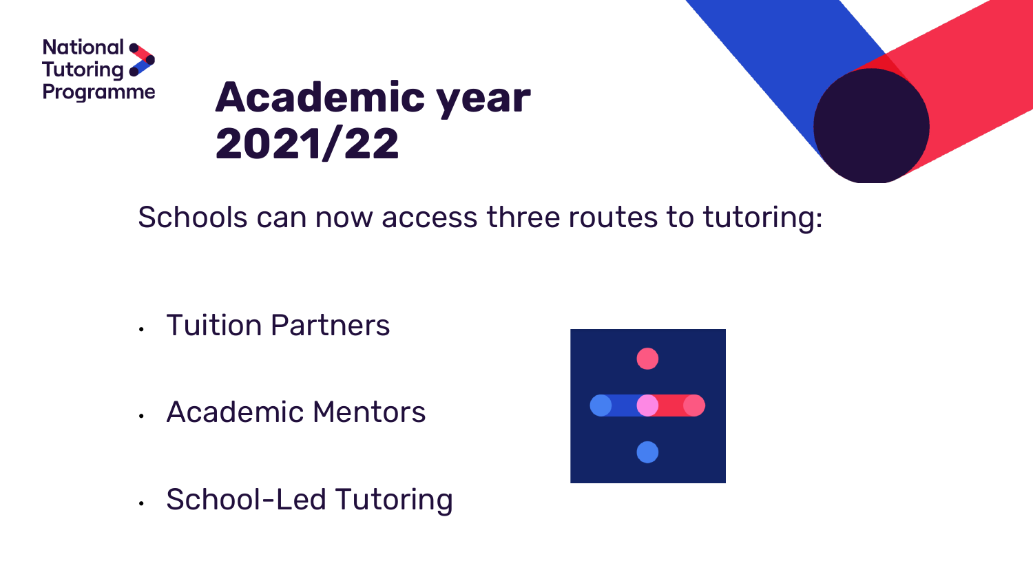# Academic year 2021/22

Schools can now access three routes to tutoring:

- Tuition Partners
- Academic Mentors
- School-Led Tutoring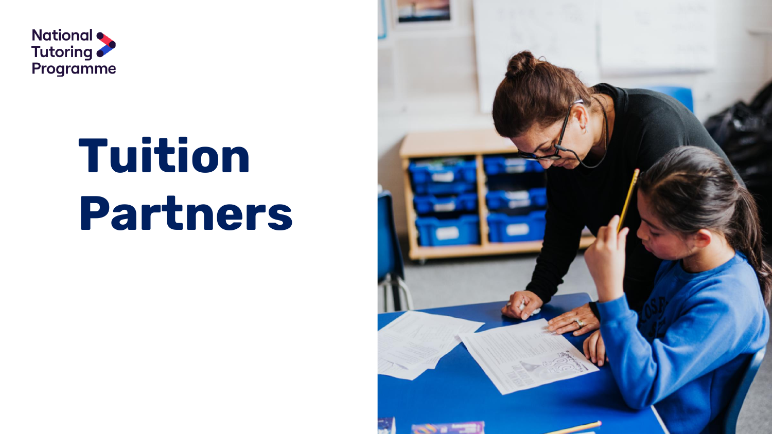National Tutoring Programme

# Tuition Partners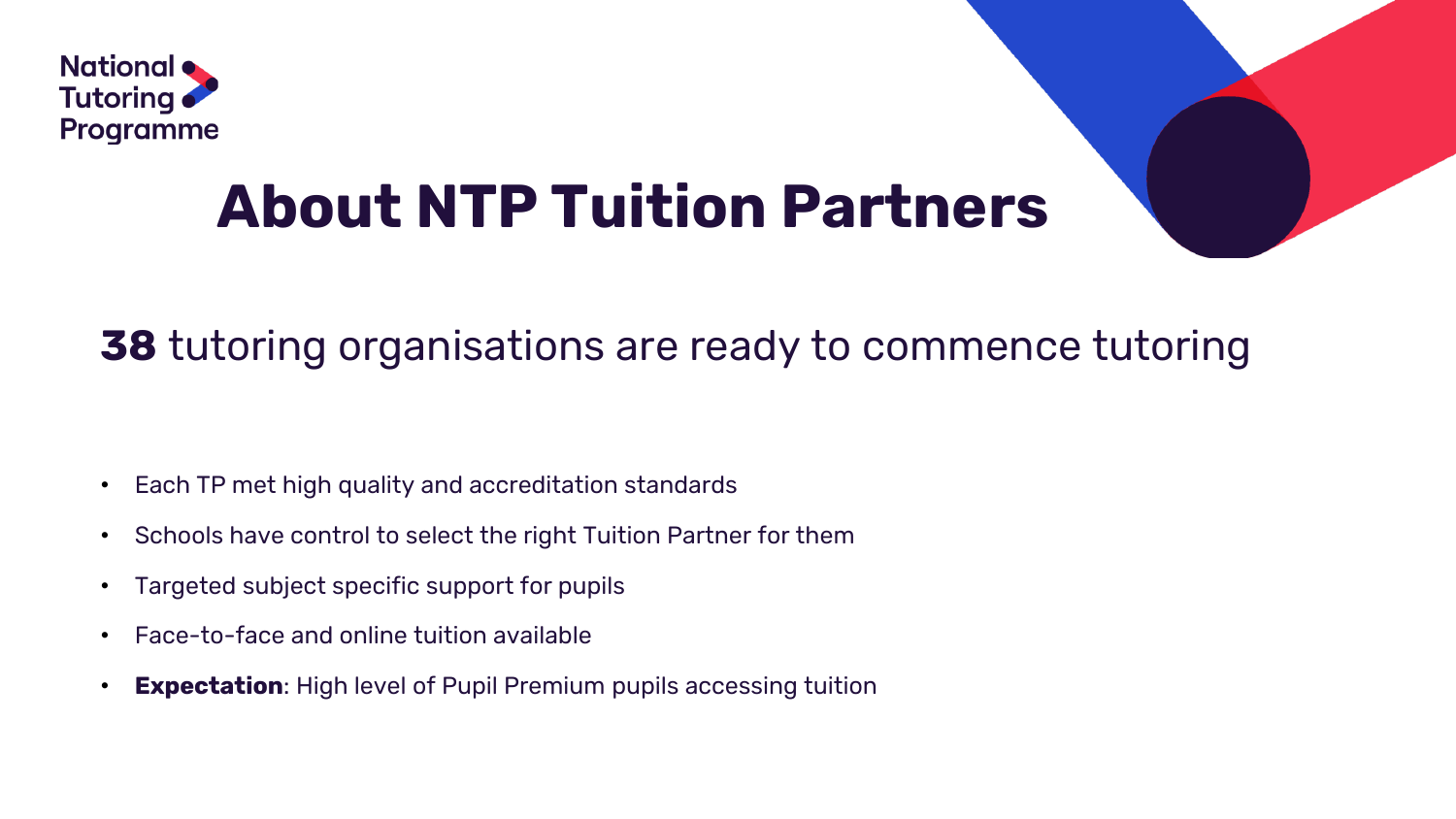# About NTP Tuition Partners

**38** tutoring organisations are ready to commence tutoring

- Each TP met high quality and accreditation standards
- Schools have control to select the right Tuition Partner for them
- Targeted subject specific support for pupils
- Face-to-face and online tuition available
- **Expectation**: High level of Pupil Premium pupils accessing tuition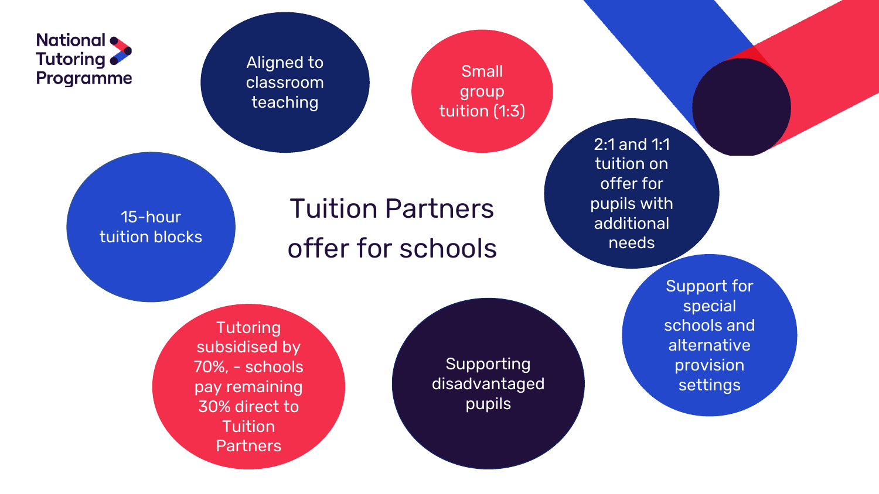National Tutoring Programme

# Tuition Partners offer for schools

- Aligned to classroom teaching
- Small group tuition (1:3)
- 2:1 and 1:1 tuition on offer for pupils with additional needs
- 15-hour tuition blocks
- Support for special schools and alternative provision settings
- Tutoring subsidised by 70%, - schools pay remaining 30% direct to Tuition Partners
- Supporting disadvantaged pupils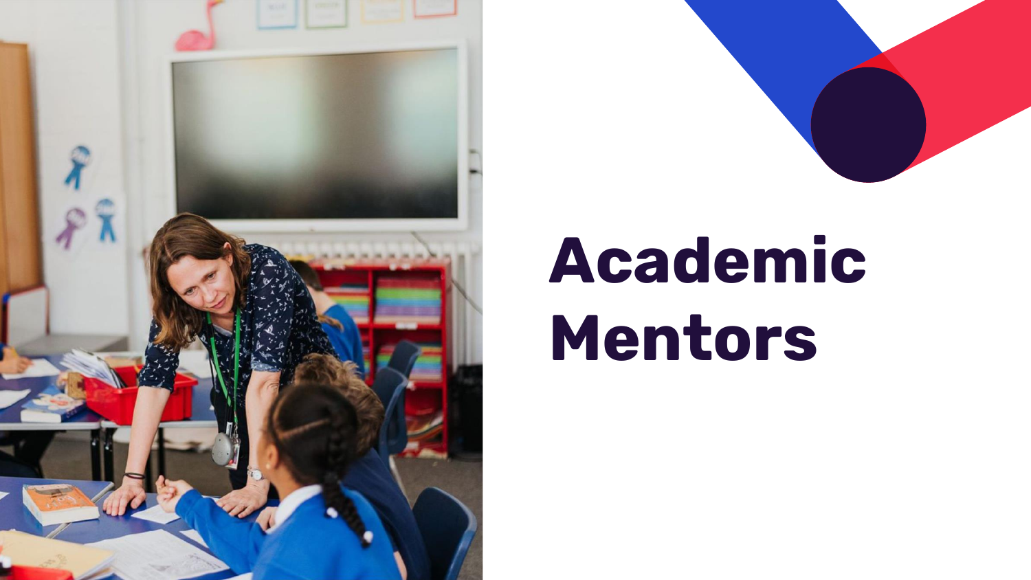# Academic Mentors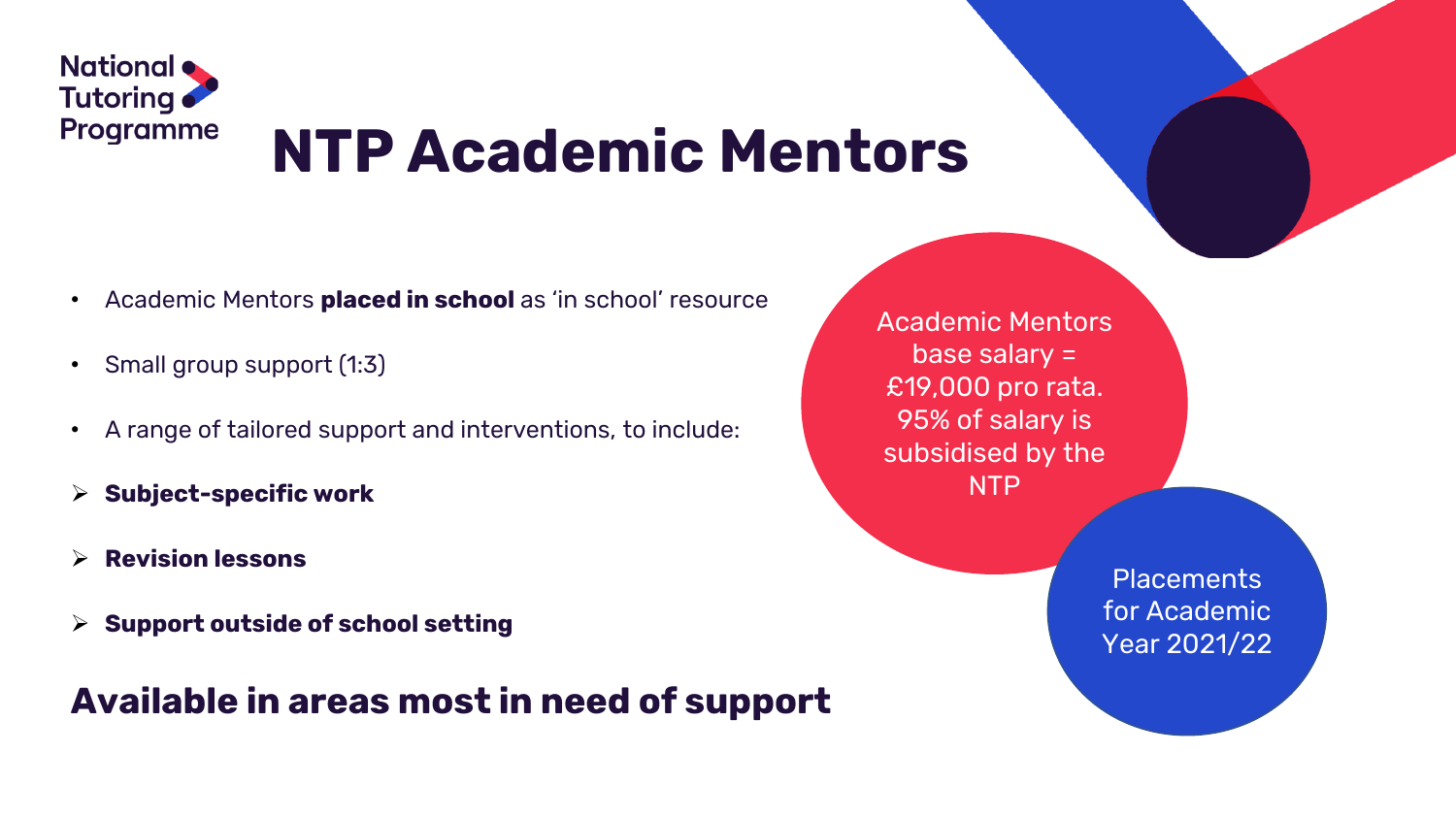National Tutoring Programme

# NTP Academic Mentors

- Academic Mentors **placed in school** as 'in school' resource
- Small group support (1:3)
- A range of tailored support and interventions, to include:
  - **Subject-specific work**
  - **Revision lessons**
  - **Support outside of school setting**

## Available in areas most in need of support

Academic Mentors base salary = £19,000 pro rata. 95% of salary is subsidised by the NTP

Placements for Academic Year 2021/22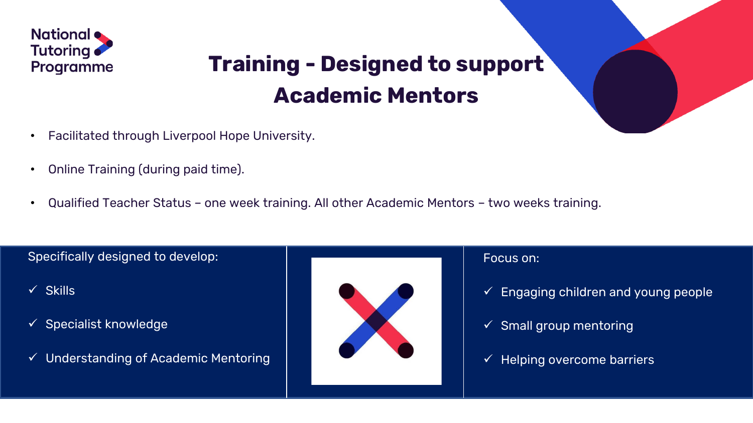# Training - Designed to support Academic Mentors

- Facilitated through Liverpool Hope University.
- Online Training (during paid time).
- Qualified Teacher Status – one week training. All other Academic Mentors – two weeks training.

Specifically designed to develop:

- ✓ Skills
- ✓ Specialist knowledge
- ✓ Understanding of Academic Mentoring

Focus on:

- ✓ Engaging children and young people
- ✓ Small group mentoring
- ✓ Helping overcome barriers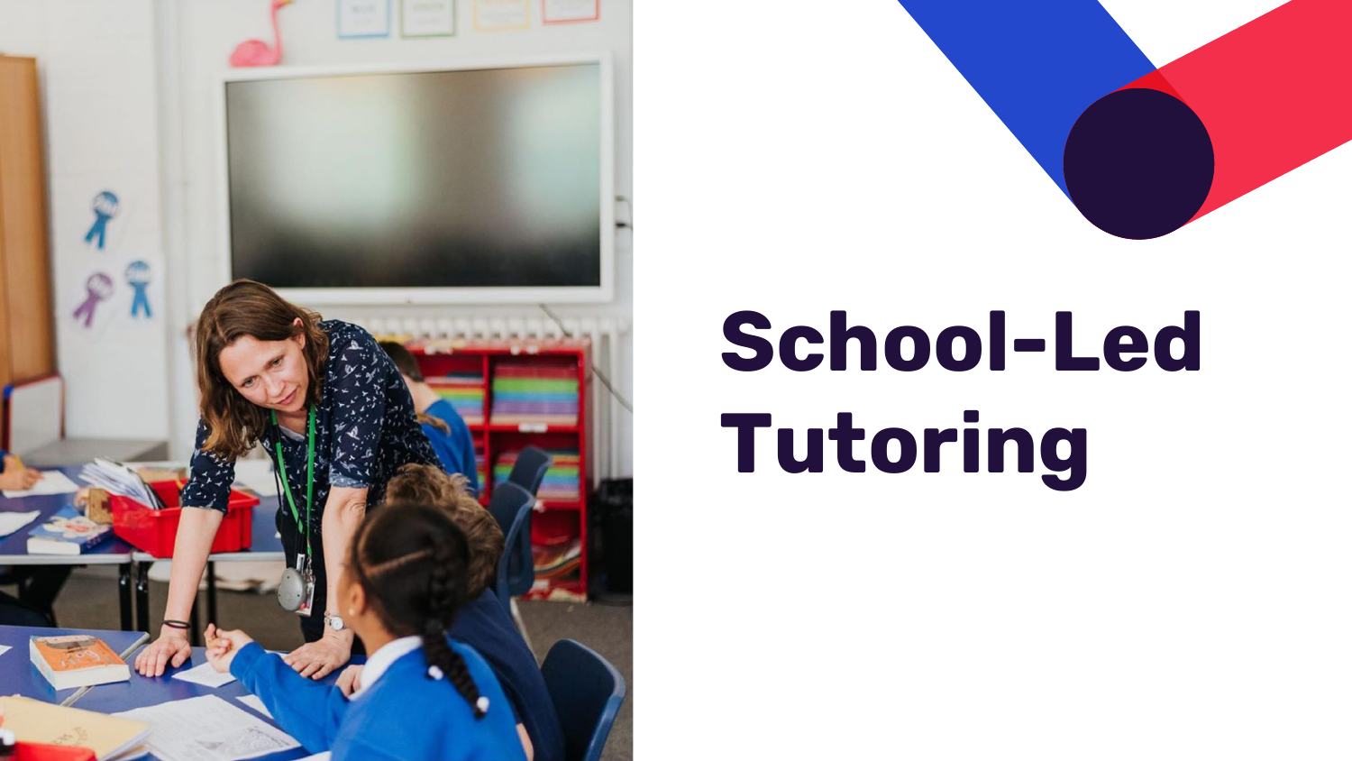# School-Led Tutoring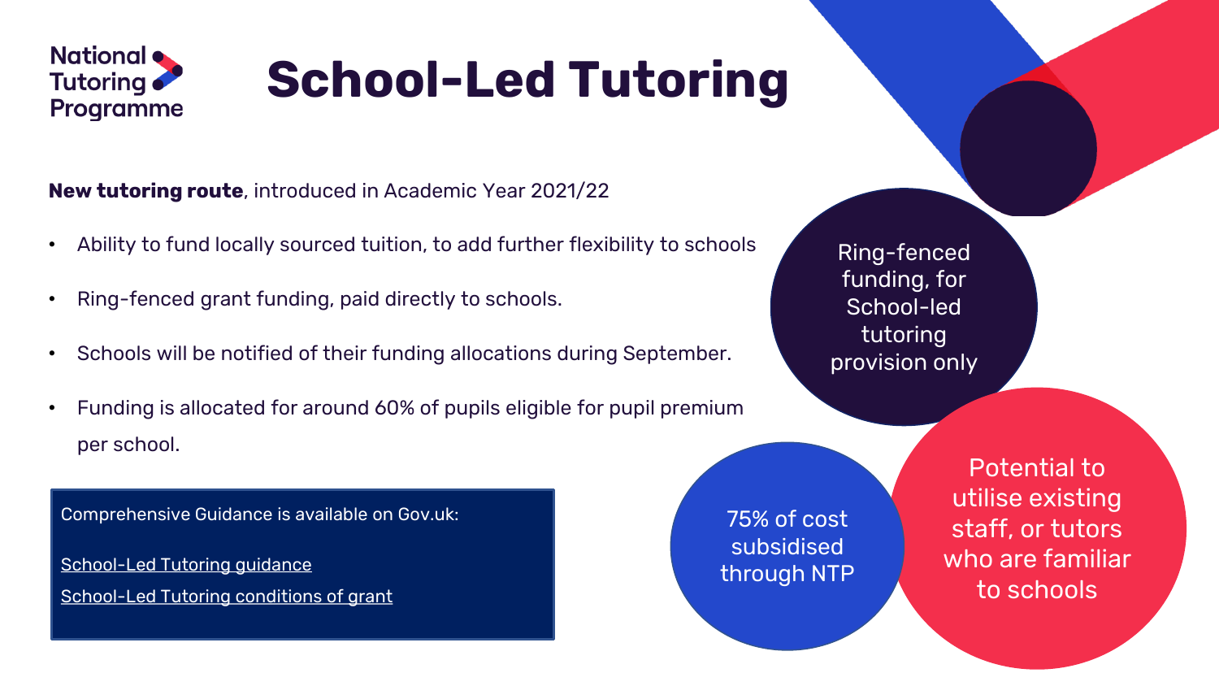# School-Led Tutoring

**New tutoring route**, introduced in Academic Year 2021/22

- Ability to fund locally sourced tuition, to add further flexibility to schools
- Ring-fenced grant funding, paid directly to schools.
- Schools will be notified of their funding allocations during September.
- Funding is allocated for around 60% of pupils eligible for pupil premium per school.

Comprehensive Guidance is available on Gov.uk:

School-Led Tutoring guidance

School-Led Tutoring conditions of grant

Ring-fenced funding, for School-led tutoring provision only

75% of cost subsidised through NTP

Potential to utilise existing staff, or tutors who are familiar to schools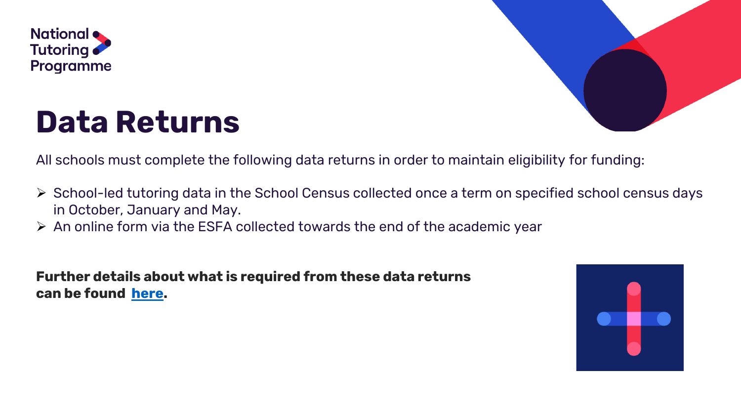National Tutoring Programme

# Data Returns

All schools must complete the following data returns in order to maintain eligibility for funding:

- School-led tutoring data in the School Census collected once a term on specified school census days in October, January and May.
- An online form via the ESFA collected towards the end of the academic year

**Further details about what is required from these data returns can be found here.**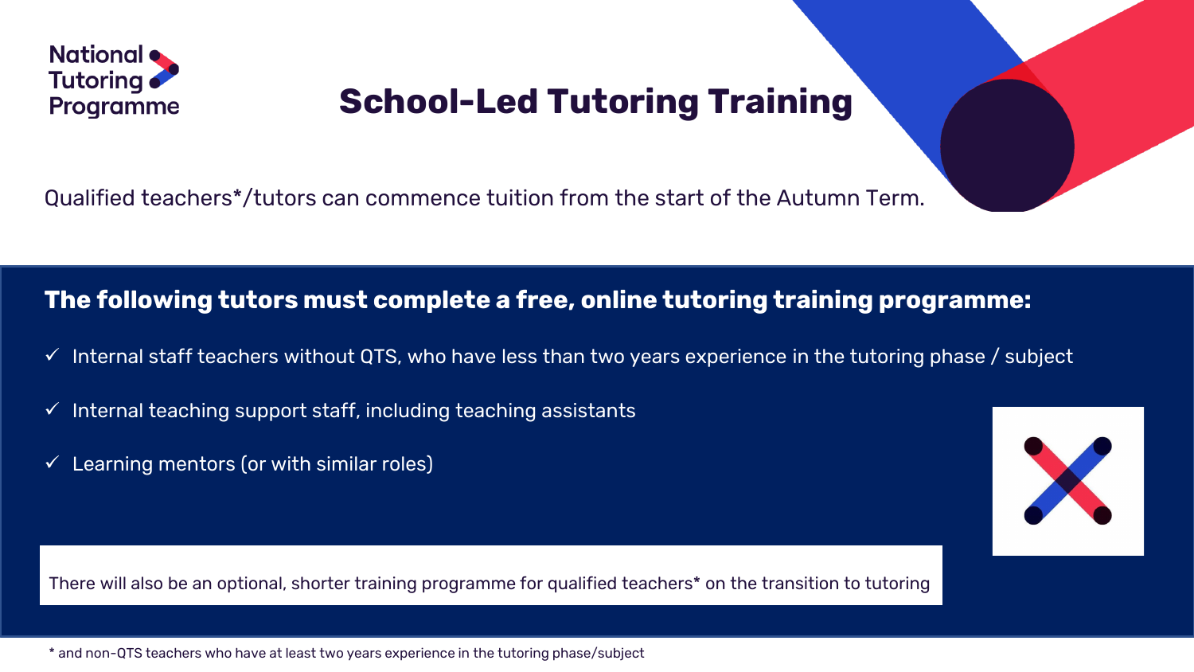# School-Led Tutoring Training

Qualified teachers*/tutors can commence tuition from the start of the Autumn Term.

**The following tutors must complete a free, online tutoring training programme:**

- ✓ Internal staff teachers without QTS, who have less than two years experience in the tutoring phase / subject
- ✓ Internal teaching support staff, including teaching assistants
- ✓ Learning mentors (or with similar roles)

There will also be an optional, shorter training programme for qualified teachers* on the transition to tutoring

* and non-QTS teachers who have at least two years experience in the tutoring phase/subject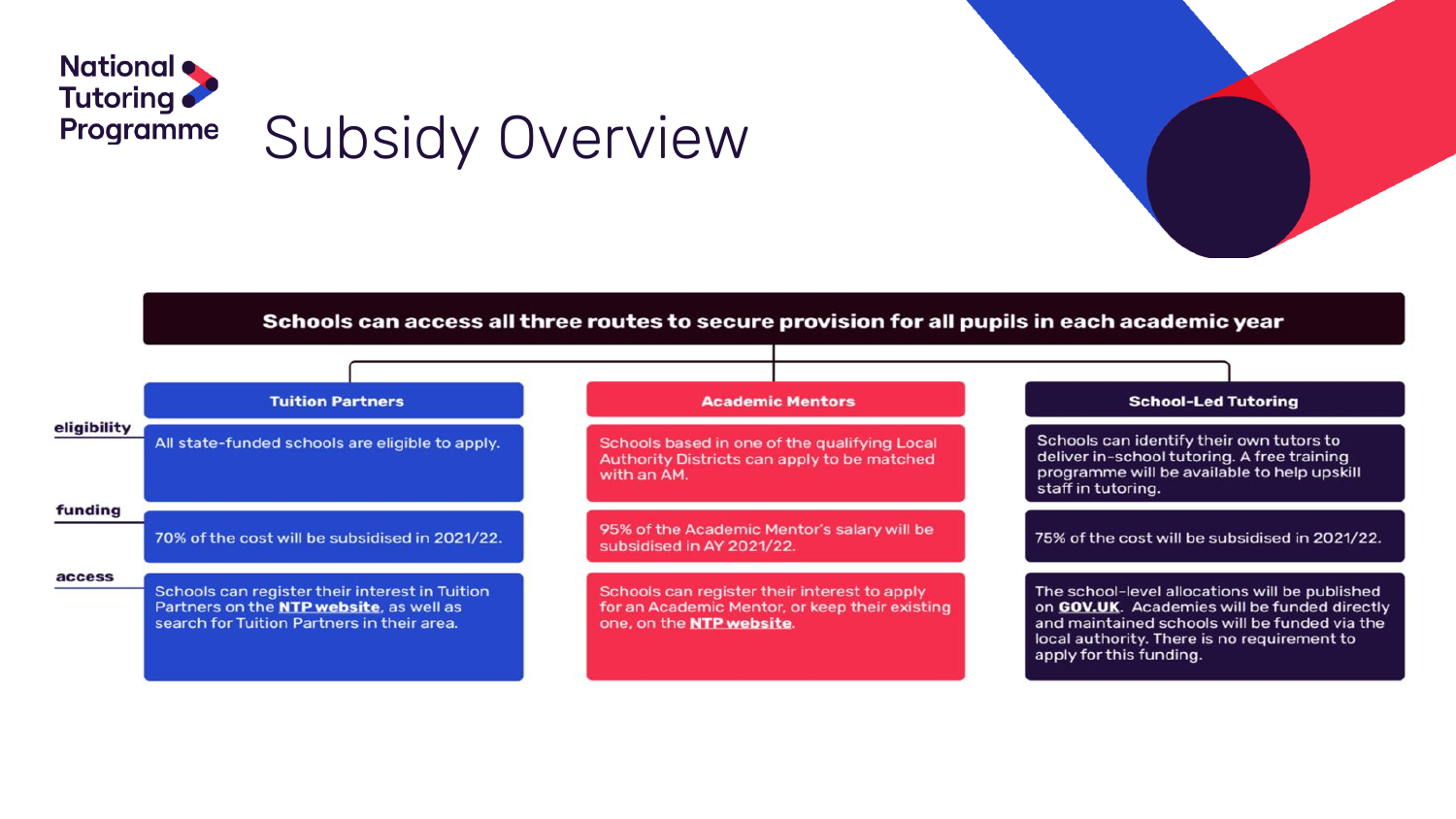National Tutoring Programme

# Subsidy Overview

**Schools can access all three routes to secure provision for all pupils in each academic year**

| | Tuition Partners | Academic Mentors | School-Led Tutoring |
|---|---|---|---|
| **eligibility** | All state-funded schools are eligible to apply. | Schools based in one of the qualifying Local Authority Districts can apply to be matched with an AM. | Schools can identify their own tutors to deliver in-school tutoring. A free training programme will be available to help upskill staff in tutoring. |
| **funding** | 70% of the cost will be subsidised in 2021/22. | 95% of the Academic Mentor's salary will be subsidised in AY 2021/22. | 75% of the cost will be subsidised in 2021/22. |
| **access** | Schools can register their interest in Tuition Partners on the **NTP website**, as well as search for Tuition Partners in their area. | Schools can register their interest to apply for an Academic Mentor, or keep their existing one, on the **NTP website**. | The school-level allocations will be published on **GOV.UK**. Academies will be funded directly and maintained schools will be funded via the local authority. There is no requirement to apply for this funding. |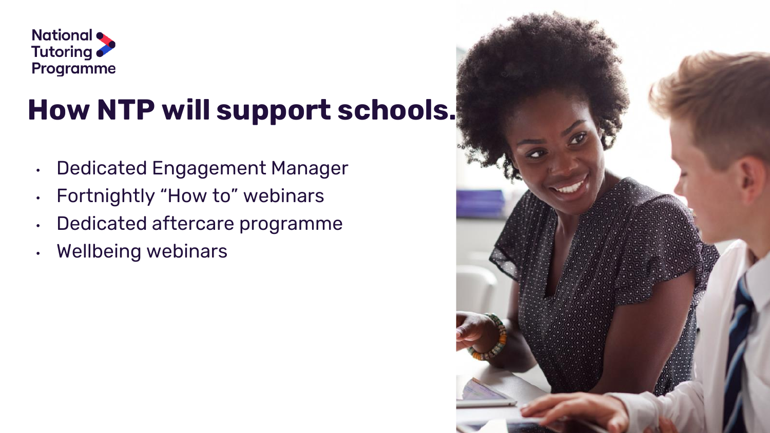National Tutoring Programme

# How NTP will support schools.

- Dedicated Engagement Manager
- Fortnightly "How to" webinars
- Dedicated aftercare programme
- Wellbeing webinars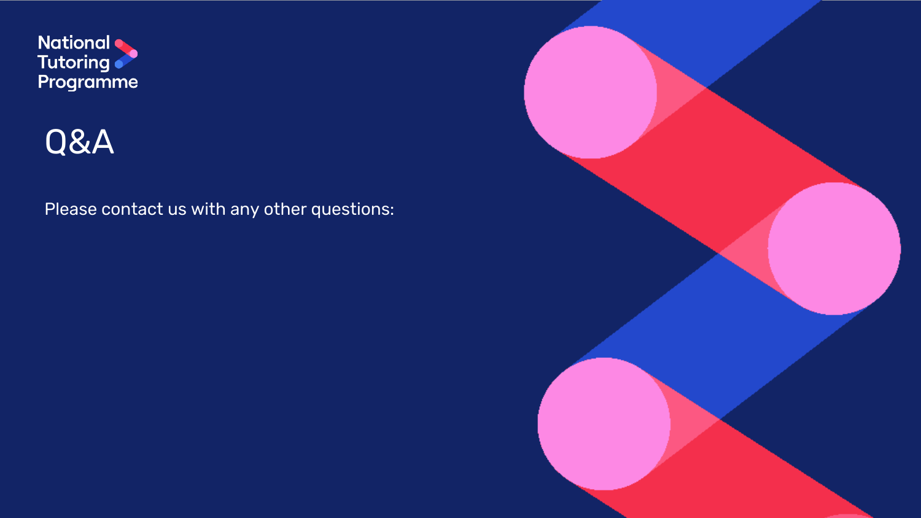National Tutoring Programme

# Q&A

Please contact us with any other questions: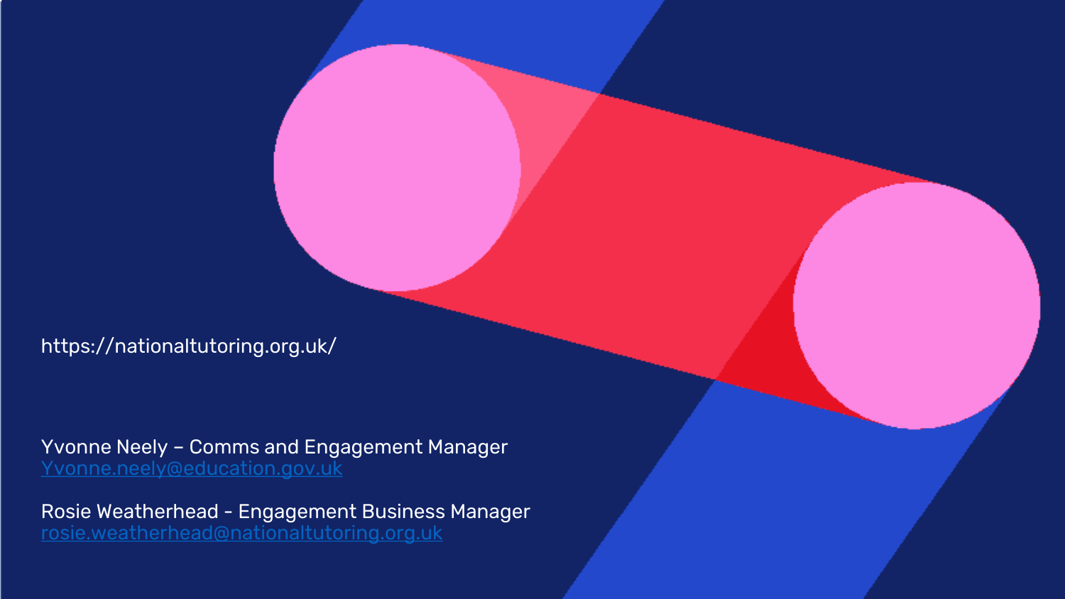https://nationaltutoring.org.uk/

Yvonne Neely – Comms and Engagement Manager
[Yvonne.neely@education.gov.uk](mailto:Yvonne.neely@education.gov.uk)

Rosie Weatherhead - Engagement Business Manager
[rosie.weatherhead@nationaltutoring.org.uk](mailto:rosie.weatherhead@nationaltutoring.org.uk)